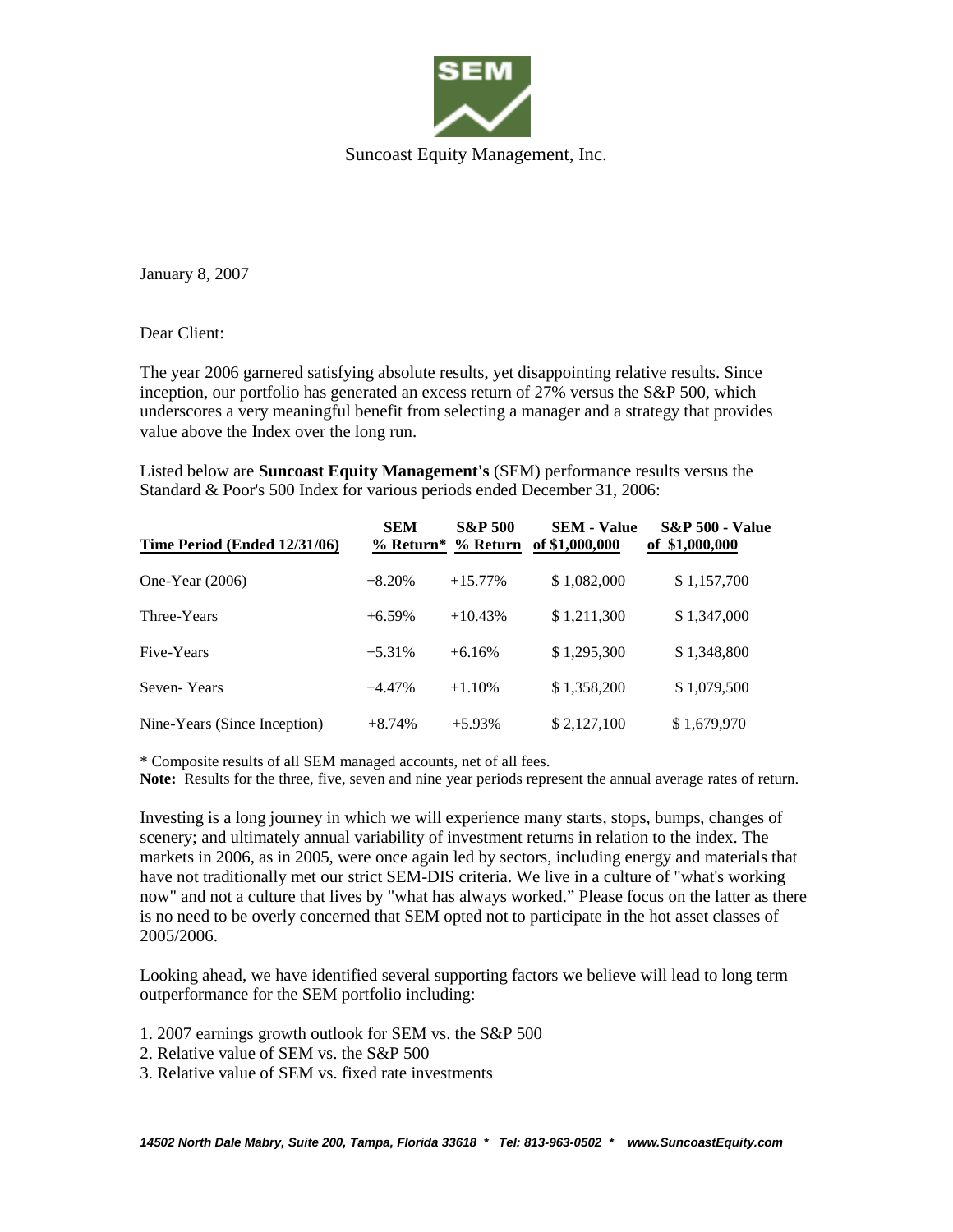Suncoast Equity Management, Inc.

January 8, 2007

Dear Client:

The year 2006 garnered satisfying absolute results, yet disappointing relative results. Since inception, our portfolio has generated an excess return of 27% versus the S&P 500, which underscores a very meaningful benefit from selecting a manager and a strategy that provides value above the Index over the long run.

Listed below are **Suncoast Equity Management's** (SEM) performance results versus the Standard & Poor's 500 Index for various periods ended December 31, 2006:

| Time Period (Ended 12/31/06) | SEM % Return* | S&P 500 % Return | SEM - Value of $1,000,000 | S&P 500 - Value of $1,000,000 |
|---|---|---|---|---|
| One-Year (2006) | +8.20% | +15.77% | $ 1,082,000 | $ 1,157,700 |
| Three-Years | +6.59% | +10.43% | $ 1,211,300 | $ 1,347,000 |
| Five-Years | +5.31% | +6.16% | $ 1,295,300 | $ 1,348,800 |
| Seven- Years | +4.47% | +1.10% | $ 1,358,200 | $ 1,079,500 |
| Nine-Years (Since Inception) | +8.74% | +5.93% | $ 2,127,100 | $ 1,679,970 |

\* Composite results of all SEM managed accounts, net of all fees.
**Note:** Results for the three, five, seven and nine year periods represent the annual average rates of return.

Investing is a long journey in which we will experience many starts, stops, bumps, changes of scenery; and ultimately annual variability of investment returns in relation to the index. The markets in 2006, as in 2005, were once again led by sectors, including energy and materials that have not traditionally met our strict SEM-DIS criteria. We live in a culture of "what's working now" and not a culture that lives by "what has always worked." Please focus on the latter as there is no need to be overly concerned that SEM opted not to participate in the hot asset classes of 2005/2006.

Looking ahead, we have identified several supporting factors we believe will lead to long term outperformance for the SEM portfolio including:

1. 2007 earnings growth outlook for SEM vs. the S&P 500
2. Relative value of SEM vs. the S&P 500
3. Relative value of SEM vs. fixed rate investments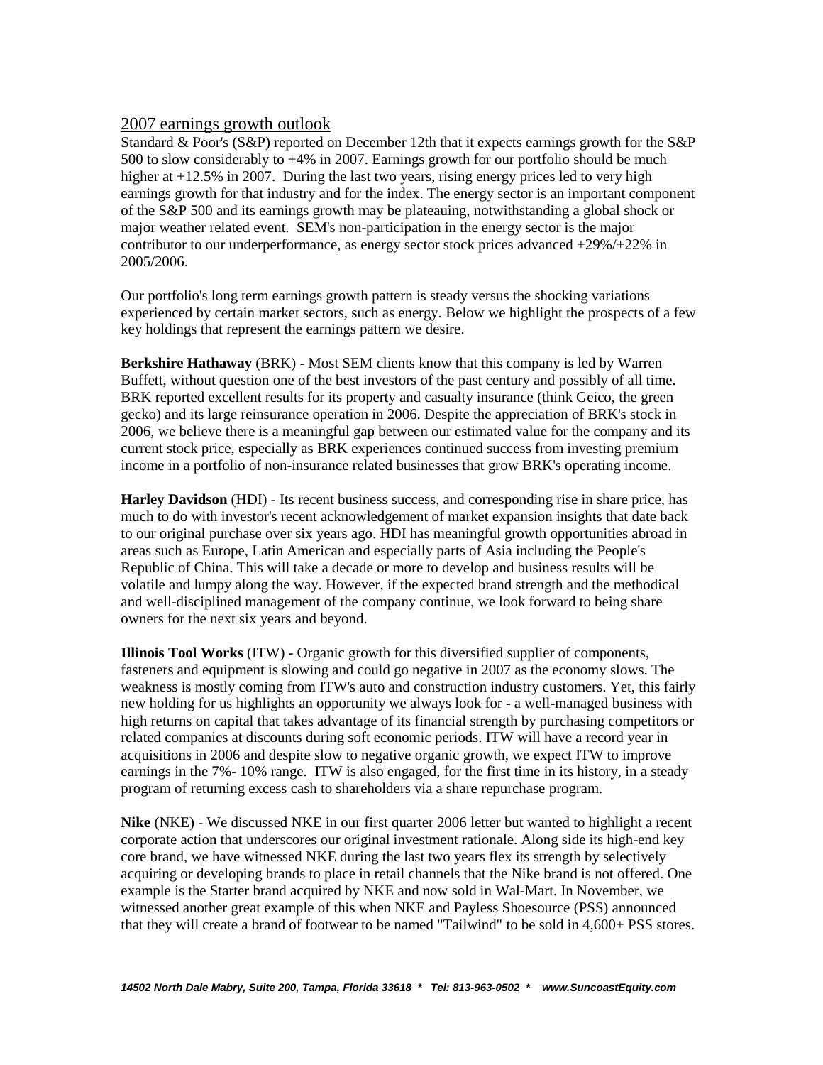## 2007 earnings growth outlook

Standard & Poor's (S&P) reported on December 12th that it expects earnings growth for the S&P 500 to slow considerably to +4% in 2007. Earnings growth for our portfolio should be much higher at +12.5% in 2007. During the last two years, rising energy prices led to very high earnings growth for that industry and for the index. The energy sector is an important component of the S&P 500 and its earnings growth may be plateauing, notwithstanding a global shock or major weather related event. SEM's non-participation in the energy sector is the major contributor to our underperformance, as energy sector stock prices advanced +29%/+22% in 2005/2006.

Our portfolio's long term earnings growth pattern is steady versus the shocking variations experienced by certain market sectors, such as energy. Below we highlight the prospects of a few key holdings that represent the earnings pattern we desire.

**Berkshire Hathaway** (BRK) - Most SEM clients know that this company is led by Warren Buffett, without question one of the best investors of the past century and possibly of all time. BRK reported excellent results for its property and casualty insurance (think Geico, the green gecko) and its large reinsurance operation in 2006. Despite the appreciation of BRK's stock in 2006, we believe there is a meaningful gap between our estimated value for the company and its current stock price, especially as BRK experiences continued success from investing premium income in a portfolio of non-insurance related businesses that grow BRK's operating income.

**Harley Davidson** (HDI) - Its recent business success, and corresponding rise in share price, has much to do with investor's recent acknowledgement of market expansion insights that date back to our original purchase over six years ago. HDI has meaningful growth opportunities abroad in areas such as Europe, Latin American and especially parts of Asia including the People's Republic of China. This will take a decade or more to develop and business results will be volatile and lumpy along the way. However, if the expected brand strength and the methodical and well-disciplined management of the company continue, we look forward to being share owners for the next six years and beyond.

**Illinois Tool Works** (ITW) - Organic growth for this diversified supplier of components, fasteners and equipment is slowing and could go negative in 2007 as the economy slows. The weakness is mostly coming from ITW's auto and construction industry customers. Yet, this fairly new holding for us highlights an opportunity we always look for - a well-managed business with high returns on capital that takes advantage of its financial strength by purchasing competitors or related companies at discounts during soft economic periods. ITW will have a record year in acquisitions in 2006 and despite slow to negative organic growth, we expect ITW to improve earnings in the 7%- 10% range. ITW is also engaged, for the first time in its history, in a steady program of returning excess cash to shareholders via a share repurchase program.

**Nike** (NKE) - We discussed NKE in our first quarter 2006 letter but wanted to highlight a recent corporate action that underscores our original investment rationale. Along side its high-end key core brand, we have witnessed NKE during the last two years flex its strength by selectively acquiring or developing brands to place in retail channels that the Nike brand is not offered. One example is the Starter brand acquired by NKE and now sold in Wal-Mart. In November, we witnessed another great example of this when NKE and Payless Shoesource (PSS) announced that they will create a brand of footwear to be named "Tailwind" to be sold in 4,600+ PSS stores.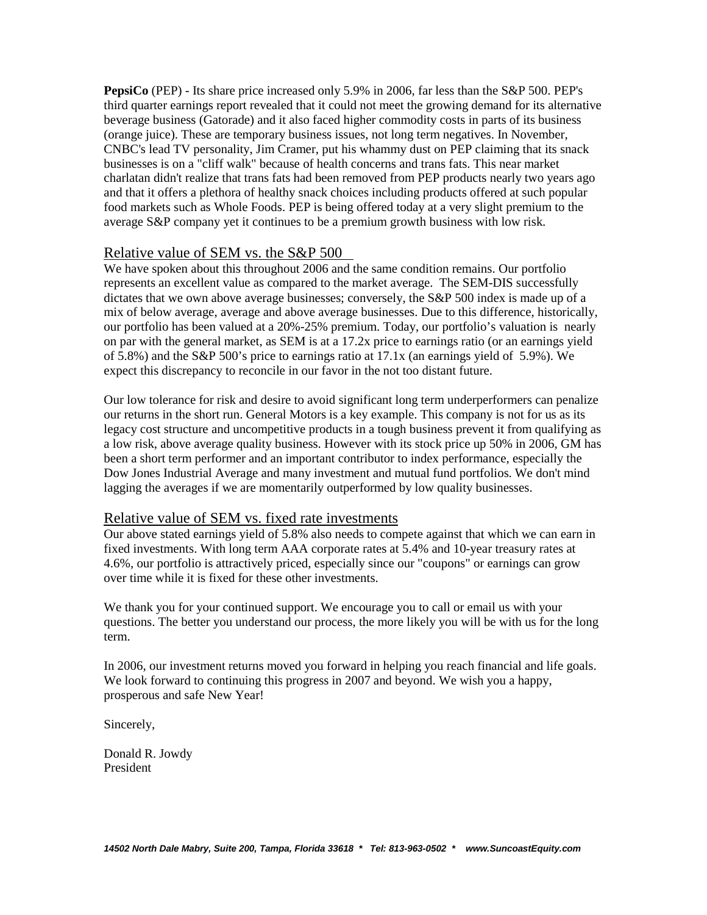**PepsiCo** (PEP) - Its share price increased only 5.9% in 2006, far less than the S&P 500. PEP's third quarter earnings report revealed that it could not meet the growing demand for its alternative beverage business (Gatorade) and it also faced higher commodity costs in parts of its business (orange juice). These are temporary business issues, not long term negatives. In November, CNBC's lead TV personality, Jim Cramer, put his whammy dust on PEP claiming that its snack businesses is on a "cliff walk" because of health concerns and trans fats. This near market charlatan didn't realize that trans fats had been removed from PEP products nearly two years ago and that it offers a plethora of healthy snack choices including products offered at such popular food markets such as Whole Foods. PEP is being offered today at a very slight premium to the average S&P company yet it continues to be a premium growth business with low risk.

## Relative value of SEM vs. the S&P 500

We have spoken about this throughout 2006 and the same condition remains. Our portfolio represents an excellent value as compared to the market average. The SEM-DIS successfully dictates that we own above average businesses; conversely, the S&P 500 index is made up of a mix of below average, average and above average businesses. Due to this difference, historically, our portfolio has been valued at a 20%-25% premium. Today, our portfolio's valuation is nearly on par with the general market, as SEM is at a 17.2x price to earnings ratio (or an earnings yield of 5.8%) and the S&P 500's price to earnings ratio at 17.1x (an earnings yield of 5.9%). We expect this discrepancy to reconcile in our favor in the not too distant future.

Our low tolerance for risk and desire to avoid significant long term underperformers can penalize our returns in the short run. General Motors is a key example. This company is not for us as its legacy cost structure and uncompetitive products in a tough business prevent it from qualifying as a low risk, above average quality business. However with its stock price up 50% in 2006, GM has been a short term performer and an important contributor to index performance, especially the Dow Jones Industrial Average and many investment and mutual fund portfolios. We don't mind lagging the averages if we are momentarily outperformed by low quality businesses.

## Relative value of SEM vs. fixed rate investments

Our above stated earnings yield of 5.8% also needs to compete against that which we can earn in fixed investments. With long term AAA corporate rates at 5.4% and 10-year treasury rates at 4.6%, our portfolio is attractively priced, especially since our "coupons" or earnings can grow over time while it is fixed for these other investments.

We thank you for your continued support. We encourage you to call or email us with your questions. The better you understand our process, the more likely you will be with us for the long term.

In 2006, our investment returns moved you forward in helping you reach financial and life goals. We look forward to continuing this progress in 2007 and beyond. We wish you a happy, prosperous and safe New Year!

Sincerely,

Donald R. Jowdy
President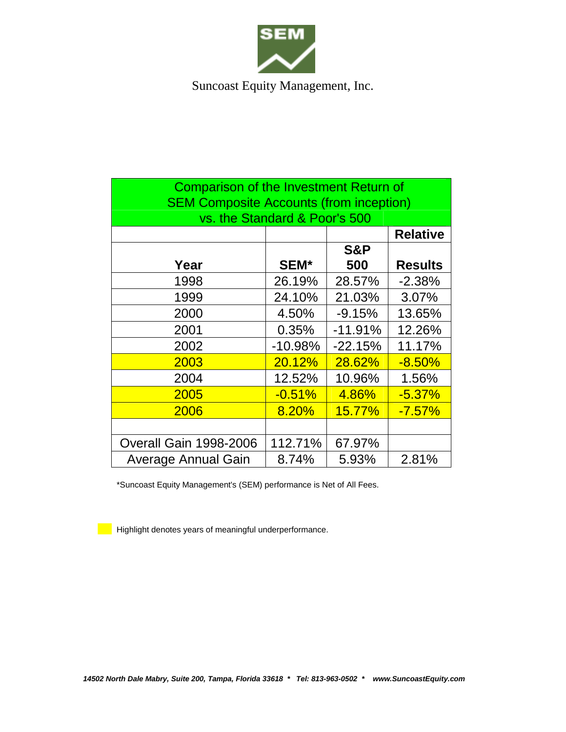Suncoast Equity Management, Inc.

| Comparison of the Investment Return of SEM Composite Accounts (from inception) vs. the Standard & Poor's 500 | | | |
|---|---|---|---|
| | | | **Relative** |
| **Year** | **SEM*** | **S&P 500** | **Results** |
| 1998 | 26.19% | 28.57% | -2.38% |
| 1999 | 24.10% | 21.03% | 3.07% |
| 2000 | 4.50% | -9.15% | 13.65% |
| 2001 | 0.35% | -11.91% | 12.26% |
| 2002 | -10.98% | -22.15% | 11.17% |
| 2003 | 20.12% | 28.62% | -8.50% |
| 2004 | 12.52% | 10.96% | 1.56% |
| 2005 | -0.51% | 4.86% | -5.37% |
| 2006 | 8.20% | 15.77% | -7.57% |
| | | | |
| Overall Gain 1998-2006 | 112.71% | 67.97% | |
| Average Annual Gain | 8.74% | 5.93% | 2.81% |

*Suncoast Equity Management's (SEM) performance is Net of All Fees.

Highlight denotes years of meaningful underperformance.

*14502 North Dale Mabry, Suite 200, Tampa, Florida 33618 * Tel: 813-963-0502 * www.SuncoastEquity.com*